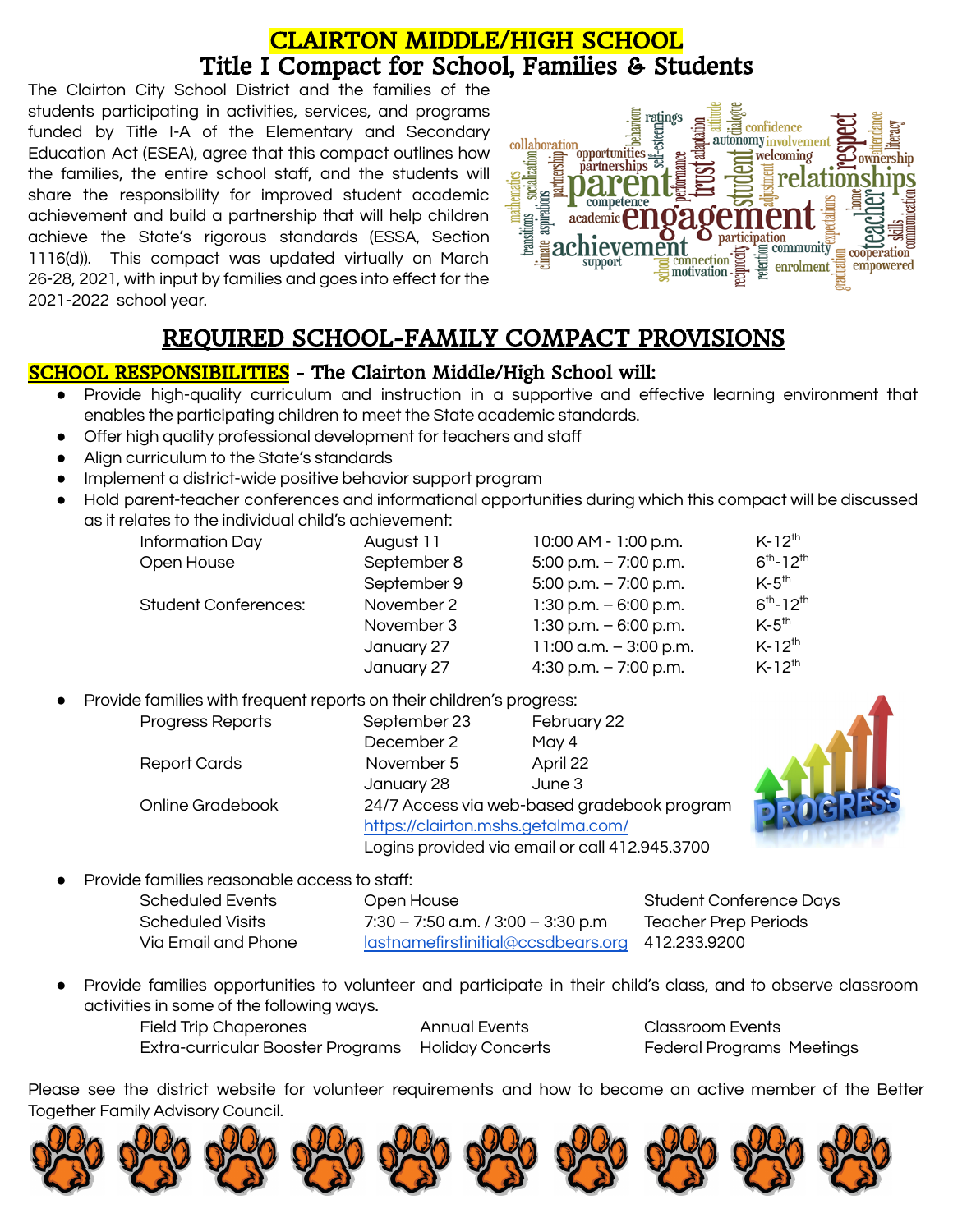# CLAIRTON MIDDLE/HIGH SCHOOL
# Title I Compact for School, Families & Students

The Clairton City School District and the families of the students participating in activities, services, and programs funded by Title I-A of the Elementary and Secondary Education Act (ESEA), agree that this compact outlines how the families, the entire school staff, and the students will share the responsibility for improved student academic achievement and build a partnership that will help children achieve the State's rigorous standards (ESSA, Section 1116(d)). This compact was updated virtually on March 26-28, 2021, with input by families and goes into effect for the 2021-2022 school year.

## REQUIRED SCHOOL-FAMILY COMPACT PROVISIONS

### SCHOOL RESPONSIBILITIES - The Clairton Middle/High School will:

- Provide high-quality curriculum and instruction in a supportive and effective learning environment that enables the participating children to meet the State academic standards.
- Offer high quality professional development for teachers and staff
- Align curriculum to the State's standards
- Implement a district-wide positive behavior support program
- Hold parent-teacher conferences and informational opportunities during which this compact will be discussed as it relates to the individual child's achievement:

| | | | |
|---|---|---|---|
| Information Day | August 11 | 10:00 AM - 1:00 p.m. | K-12th |
| Open House | September 8 | 5:00 p.m. – 7:00 p.m. | 6th-12th |
| | September 9 | 5:00 p.m. – 7:00 p.m. | K-5th |
| Student Conferences: | November 2 | 1:30 p.m. – 6:00 p.m. | 6th-12th |
| | November 3 | 1:30 p.m. – 6:00 p.m. | K-5th |
| | January 27 | 11:00 a.m. – 3:00 p.m. | K-12th |
| | January 27 | 4:30 p.m. – 7:00 p.m. | K-12th |

- Provide families with frequent reports on their children's progress:

| | | |
|---|---|---|
| Progress Reports | September 23 | February 22 |
| | December 2 | May 4 |
| Report Cards | November 5 | April 22 |
| | January 28 | June 3 |
| Online Gradebook | 24/7 Access via web-based gradebook program | |
| | https://clairton.mshs.getalma.com/ | |
| | Logins provided via email or call 412.945.3700 | |

- Provide families reasonable access to staff:

| | | |
|---|---|---|
| Scheduled Events | Open House | Student Conference Days |
| Scheduled Visits | 7:30 – 7:50 a.m. / 3:00 – 3:30 p.m | Teacher Prep Periods |
| Via Email and Phone | lastnamefirstinitial@ccsdbears.org | 412.233.9200 |

- Provide families opportunities to volunteer and participate in their child's class, and to observe classroom activities in some of the following ways.

| | | |
|---|---|---|
| Field Trip Chaperones | Annual Events | Classroom Events |
| Extra-curricular Booster Programs | Holiday Concerts | Federal Programs Meetings |

Please see the district website for volunteer requirements and how to become an active member of the Better Together Family Advisory Council.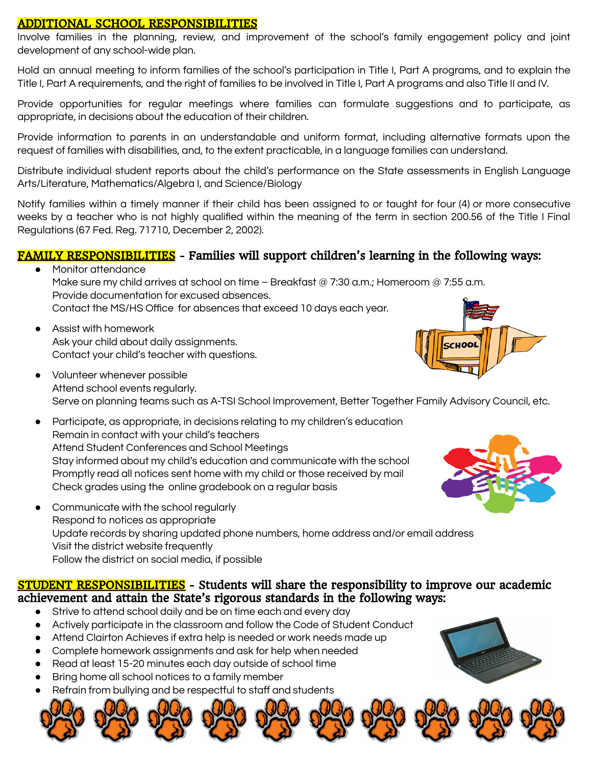## ADDITIONAL SCHOOL RESPONSIBILITIES

Involve families in the planning, review, and improvement of the school's family engagement policy and joint development of any school-wide plan.

Hold an annual meeting to inform families of the school's participation in Title I, Part A programs, and to explain the Title I, Part A requirements, and the right of families to be involved in Title I, Part A programs and also Title II and IV.

Provide opportunities for regular meetings where families can formulate suggestions and to participate, as appropriate, in decisions about the education of their children.

Provide information to parents in an understandable and uniform format, including alternative formats upon the request of families with disabilities, and, to the extent practicable, in a language families can understand.

Distribute individual student reports about the child's performance on the State assessments in English Language Arts/Literature, Mathematics/Algebra I, and Science/Biology

Notify families within a timely manner if their child has been assigned to or taught for four (4) or more consecutive weeks by a teacher who is not highly qualified within the meaning of the term in section 200.56 of the Title I Final Regulations (67 Fed. Reg. 71710, December 2, 2002).

## FAMILY RESPONSIBILITIES - Families will support children's learning in the following ways:

- Monitor attendance
  Make sure my child arrives at school on time – Breakfast @ 7:30 a.m.; Homeroom @ 7:55 a.m.
  Provide documentation for excused absences.
  Contact the MS/HS Office for absences that exceed 10 days each year.
- Assist with homework
  Ask your child about daily assignments.
  Contact your child's teacher with questions.
- Volunteer whenever possible
  Attend school events regularly.
  Serve on planning teams such as A-TSI School Improvement, Better Together Family Advisory Council, etc.
- Participate, as appropriate, in decisions relating to my children's education
  Remain in contact with your child's teachers
  Attend Student Conferences and School Meetings
  Stay informed about my child's education and communicate with the school
  Promptly read all notices sent home with my child or those received by mail
  Check grades using the online gradebook on a regular basis
- Communicate with the school regularly
  Respond to notices as appropriate
  Update records by sharing updated phone numbers, home address and/or email address
  Visit the district website frequently
  Follow the district on social media, if possible

## STUDENT RESPONSIBILITIES - Students will share the responsibility to improve our academic achievement and attain the State's rigorous standards in the following ways:

- Strive to attend school daily and be on time each and every day
- Actively participate in the classroom and follow the Code of Student Conduct
- Attend Clairton Achieves if extra help is needed or work needs made up
- Complete homework assignments and ask for help when needed
- Read at least 15-20 minutes each day outside of school time
- Bring home all school notices to a family member
- Refrain from bullying and be respectful to staff and students